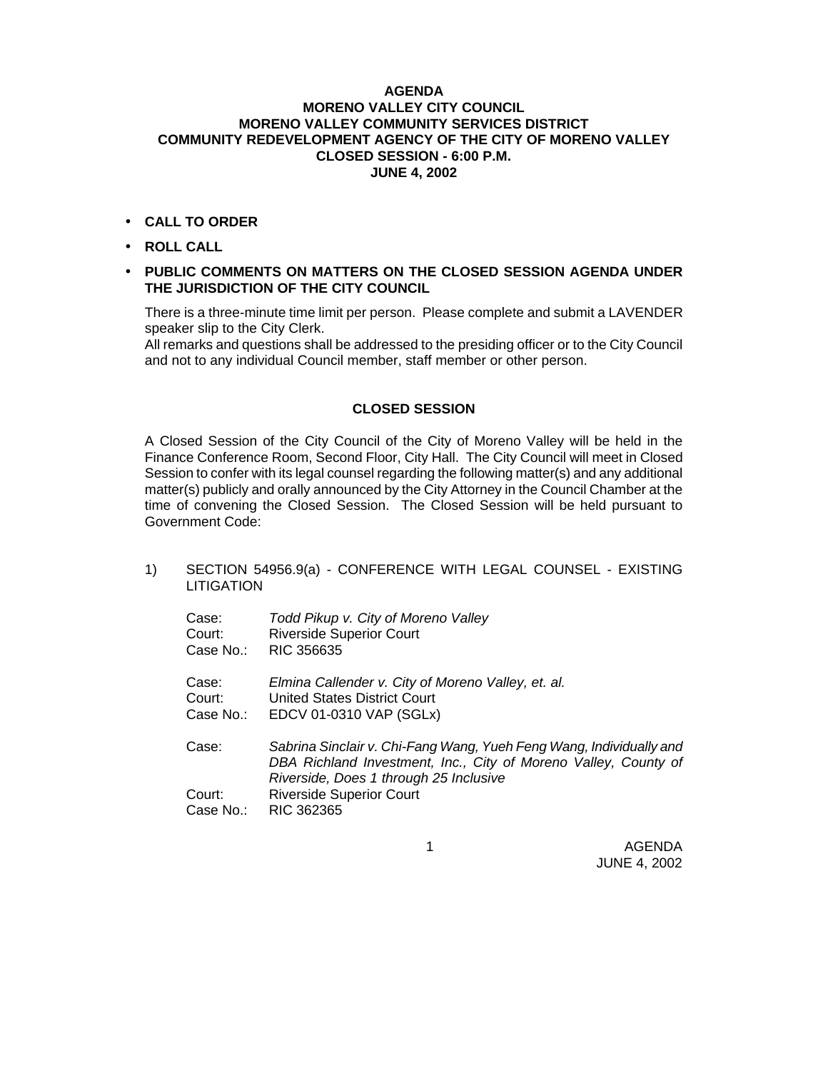**AGENDA**
**MORENO VALLEY CITY COUNCIL**
**MORENO VALLEY COMMUNITY SERVICES DISTRICT**
**COMMUNITY REDEVELOPMENT AGENCY OF THE CITY OF MORENO VALLEY**
**CLOSED SESSION - 6:00 P.M.**
**JUNE 4, 2002**

- **CALL TO ORDER**
- **ROLL CALL**
- **PUBLIC COMMENTS ON MATTERS ON THE CLOSED SESSION AGENDA UNDER THE JURISDICTION OF THE CITY COUNCIL**

There is a three-minute time limit per person. Please complete and submit a LAVENDER speaker slip to the City Clerk.
All remarks and questions shall be addressed to the presiding officer or to the City Council and not to any individual Council member, staff member or other person.

## CLOSED SESSION

A Closed Session of the City Council of the City of Moreno Valley will be held in the Finance Conference Room, Second Floor, City Hall. The City Council will meet in Closed Session to confer with its legal counsel regarding the following matter(s) and any additional matter(s) publicly and orally announced by the City Attorney in the Council Chamber at the time of convening the Closed Session. The Closed Session will be held pursuant to Government Code:

1) SECTION 54956.9(a) - CONFERENCE WITH LEGAL COUNSEL - EXISTING LITIGATION

Case: *Todd Pikup v. City of Moreno Valley*
Court: Riverside Superior Court
Case No.: RIC 356635

Case: *Elmina Callender v. City of Moreno Valley, et. al.*
Court: United States District Court
Case No.: EDCV 01-0310 VAP (SGLx)

Case: *Sabrina Sinclair v. Chi-Fang Wang, Yueh Feng Wang, Individually and DBA Richland Investment, Inc., City of Moreno Valley, County of Riverside, Does 1 through 25 Inclusive*
Court: Riverside Superior Court
Case No.: RIC 362365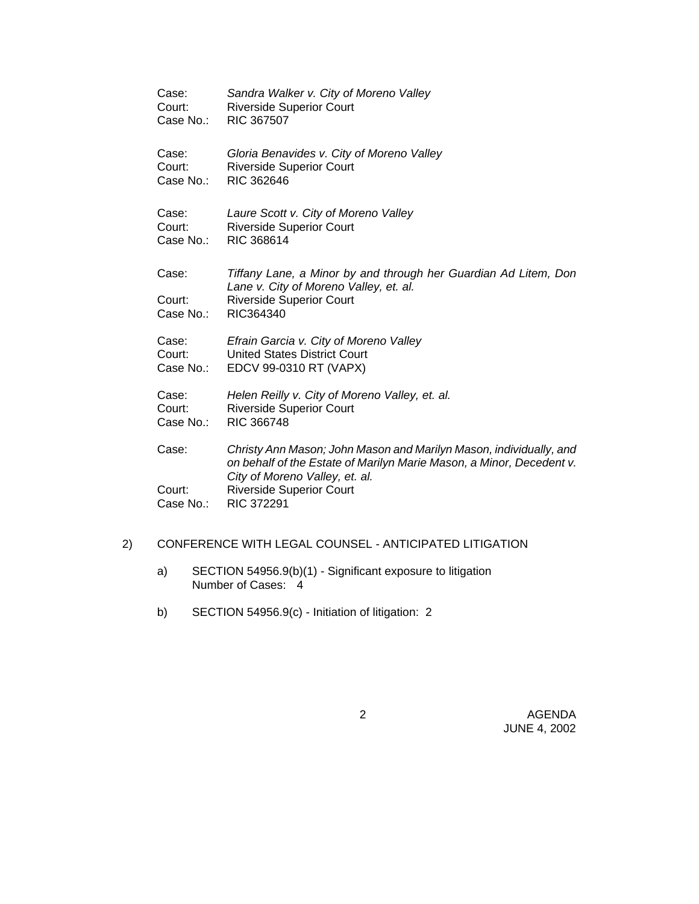Case: *Sandra Walker v. City of Moreno Valley*
Court: Riverside Superior Court
Case No.: RIC 367507

Case: *Gloria Benavides v. City of Moreno Valley*
Court: Riverside Superior Court
Case No.: RIC 362646

Case: *Laure Scott v. City of Moreno Valley*
Court: Riverside Superior Court
Case No.: RIC 368614

Case: *Tiffany Lane, a Minor by and through her Guardian Ad Litem, Don Lane v. City of Moreno Valley, et. al.*
Court: Riverside Superior Court
Case No.: RIC364340

Case: *Efrain Garcia v. City of Moreno Valley*
Court: United States District Court
Case No.: EDCV 99-0310 RT (VAPX)

Case: *Helen Reilly v. City of Moreno Valley, et. al.*
Court: Riverside Superior Court
Case No.: RIC 366748

Case: *Christy Ann Mason; John Mason and Marilyn Mason, individually, and on behalf of the Estate of Marilyn Marie Mason, a Minor, Decedent v. City of Moreno Valley, et. al.*
Court: Riverside Superior Court
Case No.: RIC 372291

2) CONFERENCE WITH LEGAL COUNSEL - ANTICIPATED LITIGATION

   a) SECTION 54956.9(b)(1) - Significant exposure to litigation
      Number of Cases: 4

   b) SECTION 54956.9(c) - Initiation of litigation: 2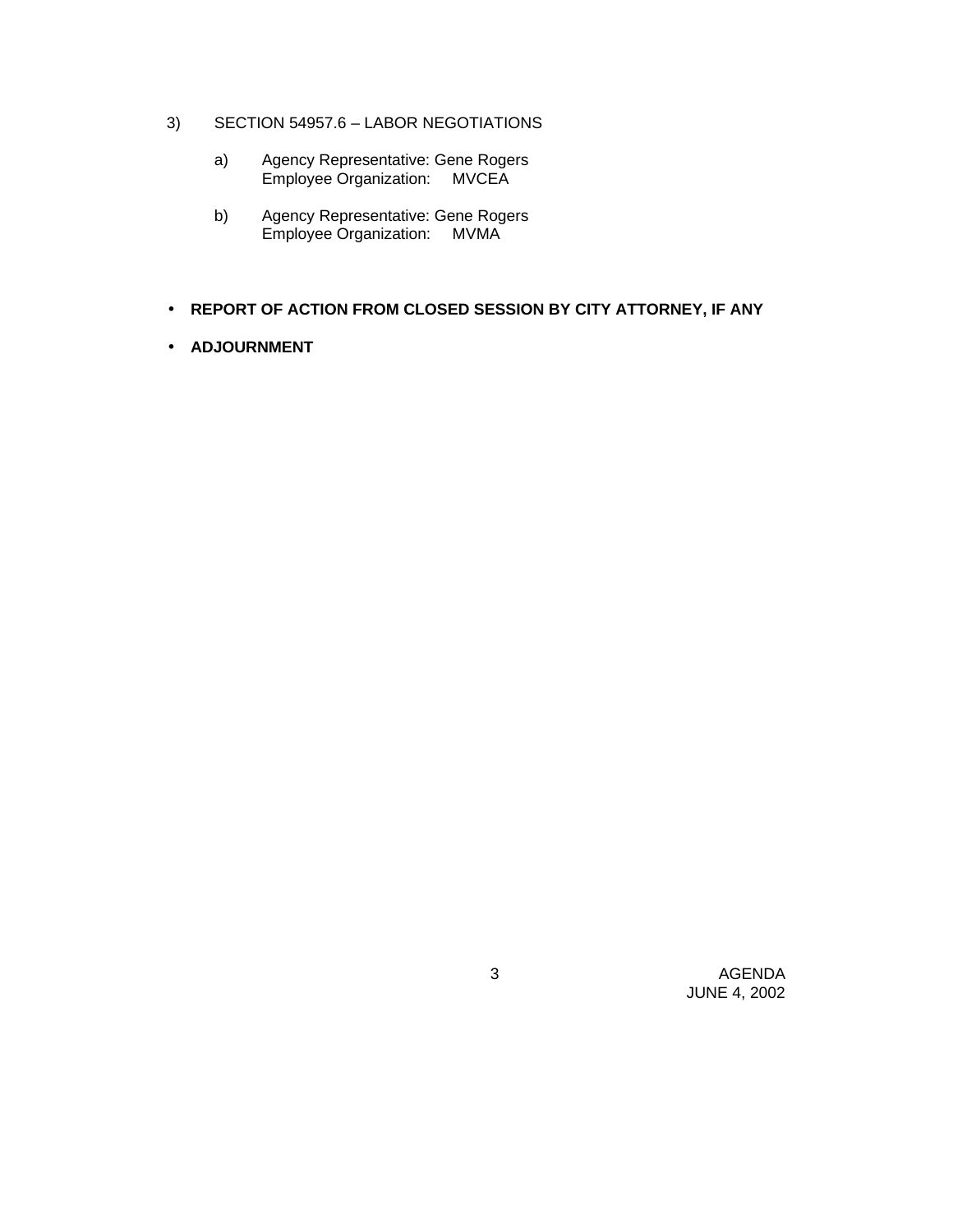3) SECTION 54957.6 – LABOR NEGOTIATIONS

   a) Agency Representative: Gene Rogers
      Employee Organization: MVCEA

   b) Agency Representative: Gene Rogers
      Employee Organization: MVMA

- **REPORT OF ACTION FROM CLOSED SESSION BY CITY ATTORNEY, IF ANY**
- **ADJOURNMENT**